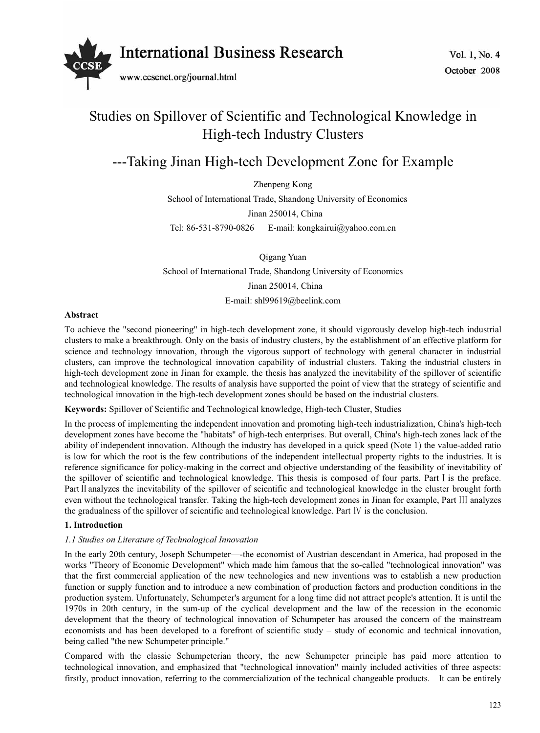# Studies on Spillover of Scientific and Technological Knowledge in High-tech Industry Clusters

## ---Taking Jinan High-tech Development Zone for Example

Zhenpeng Kong

School of International Trade, Shandong University of Economics

Jinan 250014, China

Tel: 86-531-8790-0826 E-mail: kongkairui@yahoo.com.cn

Qigang Yuan

School of International Trade, Shandong University of Economics

Jinan 250014, China

E-mail: shl99619@beelink.com

**Abstract**

To achieve the "second pioneering" in high-tech development zone, it should vigorously develop high-tech industrial clusters to make a breakthrough. Only on the basis of industry clusters, by the establishment of an effective platform for science and technology innovation, through the vigorous support of technology with general character in industrial clusters, can improve the technological innovation capability of industrial clusters. Taking the industrial clusters in high-tech development zone in Jinan for example, the thesis has analyzed the inevitability of the spillover of scientific and technological knowledge. The results of analysis have supported the point of view that the strategy of scientific and technological innovation in the high-tech development zones should be based on the industrial clusters.

**Keywords:** Spillover of Scientific and Technological knowledge, High-tech Cluster, Studies

In the process of implementing the independent innovation and promoting high-tech industrialization, China's high-tech development zones have become the "habitats" of high-tech enterprises. But overall, China's high-tech zones lack of the ability of independent innovation. Although the industry has developed in a quick speed (Note 1) the value-added ratio is low for which the root is the few contributions of the independent intellectual property rights to the industries. It is reference significance for policy-making in the correct and objective understanding of the feasibility of inevitability of the spillover of scientific and technological knowledge. This thesis is composed of four parts. Part Ⅰ is the preface. Part Ⅱ analyzes the inevitability of the spillover of scientific and technological knowledge in the cluster brought forth even without the technological transfer. Taking the high-tech development zones in Jinan for example, Part Ⅲ analyzes the gradualness of the spillover of scientific and technological knowledge. Part Ⅳ is the conclusion.

### 1. Introduction

*1.1 Studies on Literature of Technological Innovation*

In the early 20th century, Joseph Schumpeter—-the economist of Austrian descendant in America, had proposed in the works "Theory of Economic Development" which made him famous that the so-called "technological innovation" was that the first commercial application of the new technologies and new inventions was to establish a new production function or supply function and to introduce a new combination of production factors and production conditions in the production system. Unfortunately, Schumpeter's argument for a long time did not attract people's attention. It is until the 1970s in 20th century, in the sum-up of the cyclical development and the law of the recession in the economic development that the theory of technological innovation of Schumpeter has aroused the concern of the mainstream economists and has been developed to a forefront of scientific study – study of economic and technical innovation, being called "the new Schumpeter principle."

Compared with the classic Schumpeterian theory, the new Schumpeter principle has paid more attention to technological innovation, and emphasized that "technological innovation" mainly included activities of three aspects: firstly, product innovation, referring to the commercialization of the technical changeable products. It can be entirely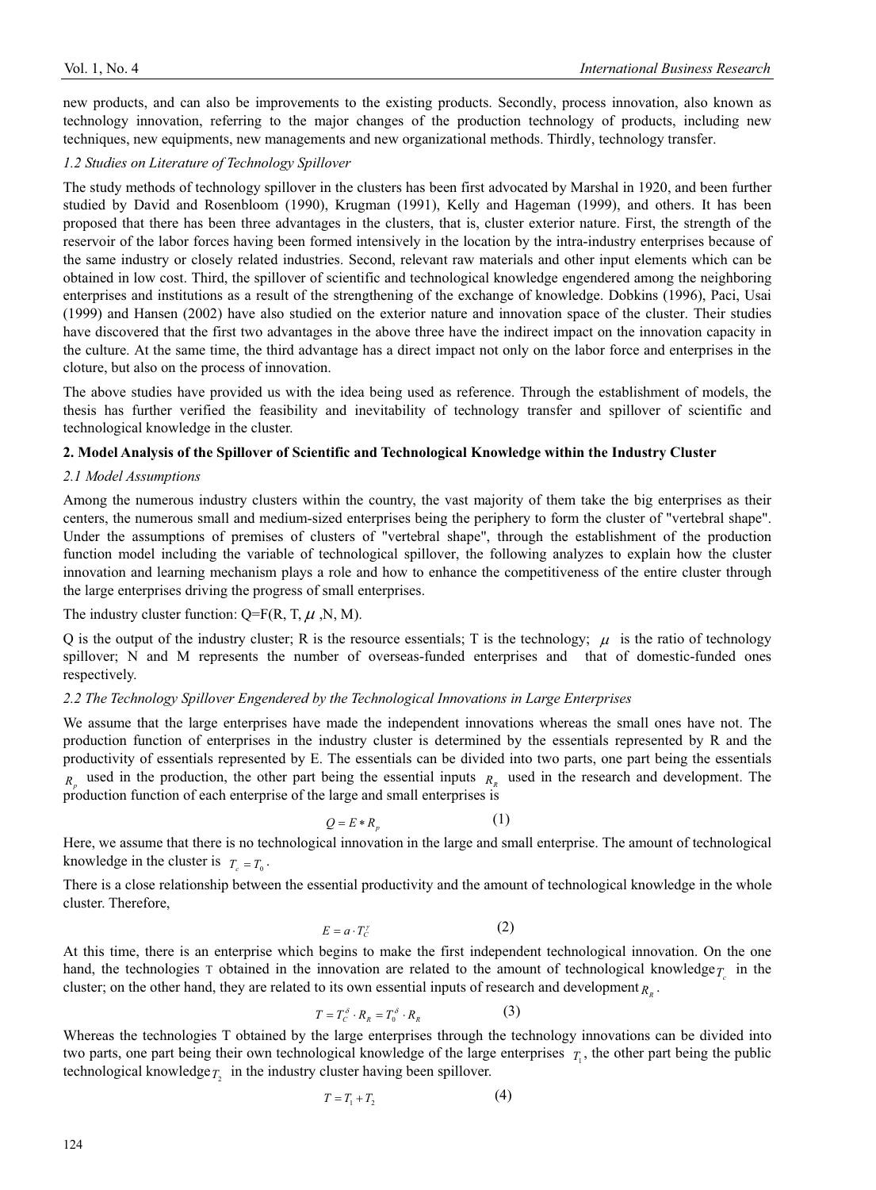new products, and can also be improvements to the existing products. Secondly, process innovation, also known as technology innovation, referring to the major changes of the production technology of products, including new techniques, new equipments, new managements and new organizational methods. Thirdly, technology transfer.

### *1.2 Studies on Literature of Technology Spillover*

The study methods of technology spillover in the clusters has been first advocated by Marshal in 1920, and been further studied by David and Rosenbloom (1990), Krugman (1991), Kelly and Hageman (1999), and others. It has been proposed that there has been three advantages in the clusters, that is, cluster exterior nature. First, the strength of the reservoir of the labor forces having been formed intensively in the location by the intra-industry enterprises because of the same industry or closely related industries. Second, relevant raw materials and other input elements which can be obtained in low cost. Third, the spillover of scientific and technological knowledge engendered among the neighboring enterprises and institutions as a result of the strengthening of the exchange of knowledge. Dobkins (1996), Paci, Usai (1999) and Hansen (2002) have also studied on the exterior nature and innovation space of the cluster. Their studies have discovered that the first two advantages in the above three have the indirect impact on the innovation capacity in the culture. At the same time, the third advantage has a direct impact not only on the labor force and enterprises in the cloture, but also on the process of innovation.

The above studies have provided us with the idea being used as reference. Through the establishment of models, the thesis has further verified the feasibility and inevitability of technology transfer and spillover of scientific and technological knowledge in the cluster.

## 2. Model Analysis of the Spillover of Scientific and Technological Knowledge within the Industry Cluster

### *2.1 Model Assumptions*

Among the numerous industry clusters within the country, the vast majority of them take the big enterprises as their centers, the numerous small and medium-sized enterprises being the periphery to form the cluster of "vertebral shape". Under the assumptions of premises of clusters of "vertebral shape", through the establishment of the production function model including the variable of technological spillover, the following analyzes to explain how the cluster innovation and learning mechanism plays a role and how to enhance the competitiveness of the entire cluster through the large enterprises driving the progress of small enterprises.

The industry cluster function: $Q=F(R, T, \mu, N, M)$.

Q is the output of the industry cluster; R is the resource essentials; T is the technology; $\mu$ is the ratio of technology spillover; N and M represents the number of overseas-funded enterprises and that of domestic-funded ones respectively.

### *2.2 The Technology Spillover Engendered by the Technological Innovations in Large Enterprises*

We assume that the large enterprises have made the independent innovations whereas the small ones have not. The production function of enterprises in the industry cluster is determined by the essentials represented by R and the productivity of essentials represented by E. The essentials can be divided into two parts, one part being the essentials $R_p$ used in the production, the other part being the essential inputs $R_R$ used in the research and development. The production function of each enterprise of the large and small enterprises is

$$Q = E * R_p \tag{1}$$

Here, we assume that there is no technological innovation in the large and small enterprise. The amount of technological knowledge in the cluster is $T_c = T_0$.

There is a close relationship between the essential productivity and the amount of technological knowledge in the whole cluster. Therefore,

$$E = a \cdot T_C^{\gamma} \tag{2}$$

At this time, there is an enterprise which begins to make the first independent technological innovation. On the one hand, the technologies T obtained in the innovation are related to the amount of technological knowledge $T_c$ in the cluster; on the other hand, they are related to its own essential inputs of research and development $R_R$.

$$T = T_C^{\delta} \cdot R_R = T_0^{\delta} \cdot R_R \tag{3}$$

Whereas the technologies T obtained by the large enterprises through the technology innovations can be divided into two parts, one part being their own technological knowledge of the large enterprises $T_1$, the other part being the public technological knowledge $T_2$ in the industry cluster having been spillover.

$$T = T_1 + T_2 \tag{4}$$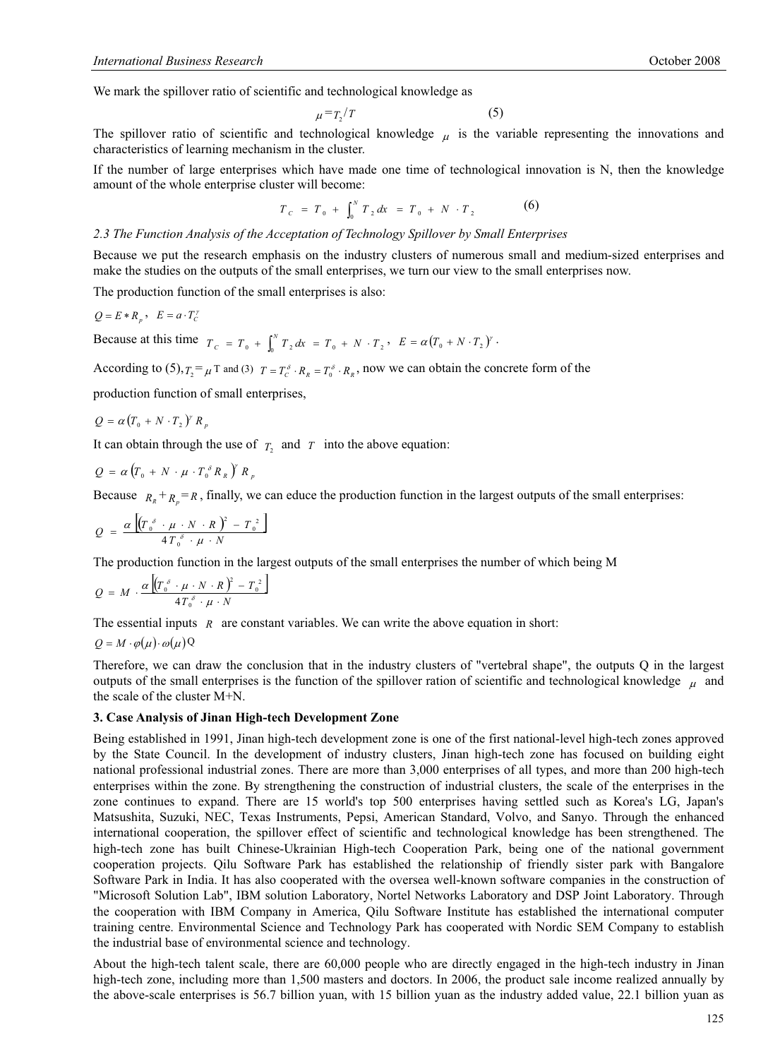We mark the spillover ratio of scientific and technological knowledge as

$$\mu = T_2 / T \qquad (5)$$

The spillover ratio of scientific and technological knowledge $\mu$ is the variable representing the innovations and characteristics of learning mechanism in the cluster.

If the number of large enterprises which have made one time of technological innovation is N, then the knowledge amount of the whole enterprise cluster will become:

$$T_C = T_0 + \int_0^N T_2 dx = T_0 + N \cdot T_2 \qquad (6)$$

*2.3 The Function Analysis of the Acceptation of Technology Spillover by Small Enterprises*

Because we put the research emphasis on the industry clusters of numerous small and medium-sized enterprises and make the studies on the outputs of the small enterprises, we turn our view to the small enterprises now.

The production function of the small enterprises is also:

$Q = E * R_p$, $E = a \cdot T_C^{\gamma}$

Because at this time $T_C = T_0 + \int_0^N T_2 dx = T_0 + N \cdot T_2$, $E = \alpha (T_0 + N \cdot T_2)^{\gamma}$.

According to (5), $T_2 = \mu$ T and (3) $T = T_C^{\delta} \cdot R_R = T_0^{\delta} \cdot R_R$, now we can obtain the concrete form of the production function of small enterprises,

$$Q = \alpha (T_0 + N \cdot T_2)^{\gamma} R_p$$

It can obtain through the use of $T_2$ and $T$ into the above equation:

$$Q = \alpha \left(T_0 + N \cdot \mu \cdot T_0^{\delta} R_R\right)^{\gamma} R_p$$

Because $R_R + R_p = R$, finally, we can educe the production function in the largest outputs of the small enterprises:

$$Q = \frac{\alpha \left[\left(T_0^{\delta} \cdot \mu \cdot N \cdot R\right)^2 - T_0^2\right]}{4 T_0^{\delta} \cdot \mu \cdot N}$$

The production function in the largest outputs of the small enterprises the number of which being M

$$Q = M \cdot \frac{\alpha \left[\left(T_0^{\delta} \cdot \mu \cdot N \cdot R\right)^2 - T_0^2\right]}{4 T_0^{\delta} \cdot \mu \cdot N}$$

The essential inputs $R$ are constant variables. We can write the above equation in short:

$$Q = M \cdot \varphi(\mu) \cdot \omega(\mu) \text{Q}$$

Therefore, we can draw the conclusion that in the industry clusters of "vertebral shape", the outputs Q in the largest outputs of the small enterprises is the function of the spillover ration of scientific and technological knowledge $\mu$ and the scale of the cluster M+N.

**3. Case Analysis of Jinan High-tech Development Zone**

Being established in 1991, Jinan high-tech development zone is one of the first national-level high-tech zones approved by the State Council. In the development of industry clusters, Jinan high-tech zone has focused on building eight national professional industrial zones. There are more than 3,000 enterprises of all types, and more than 200 high-tech enterprises within the zone. By strengthening the construction of industrial clusters, the scale of the enterprises in the zone continues to expand. There are 15 world's top 500 enterprises having settled such as Korea's LG, Japan's Matsushita, Suzuki, NEC, Texas Instruments, Pepsi, American Standard, Volvo, and Sanyo. Through the enhanced international cooperation, the spillover effect of scientific and technological knowledge has been strengthened. The high-tech zone has built Chinese-Ukrainian High-tech Cooperation Park, being one of the national government cooperation projects. Qilu Software Park has established the relationship of friendly sister park with Bangalore Software Park in India. It has also cooperated with the oversea well-known software companies in the construction of "Microsoft Solution Lab", IBM solution Laboratory, Nortel Networks Laboratory and DSP Joint Laboratory. Through the cooperation with IBM Company in America, Qilu Software Institute has established the international computer training centre. Environmental Science and Technology Park has cooperated with Nordic SEM Company to establish the industrial base of environmental science and technology.

About the high-tech talent scale, there are 60,000 people who are directly engaged in the high-tech industry in Jinan high-tech zone, including more than 1,500 masters and doctors. In 2006, the product sale income realized annually by the above-scale enterprises is 56.7 billion yuan, with 15 billion yuan as the industry added value, 22.1 billion yuan as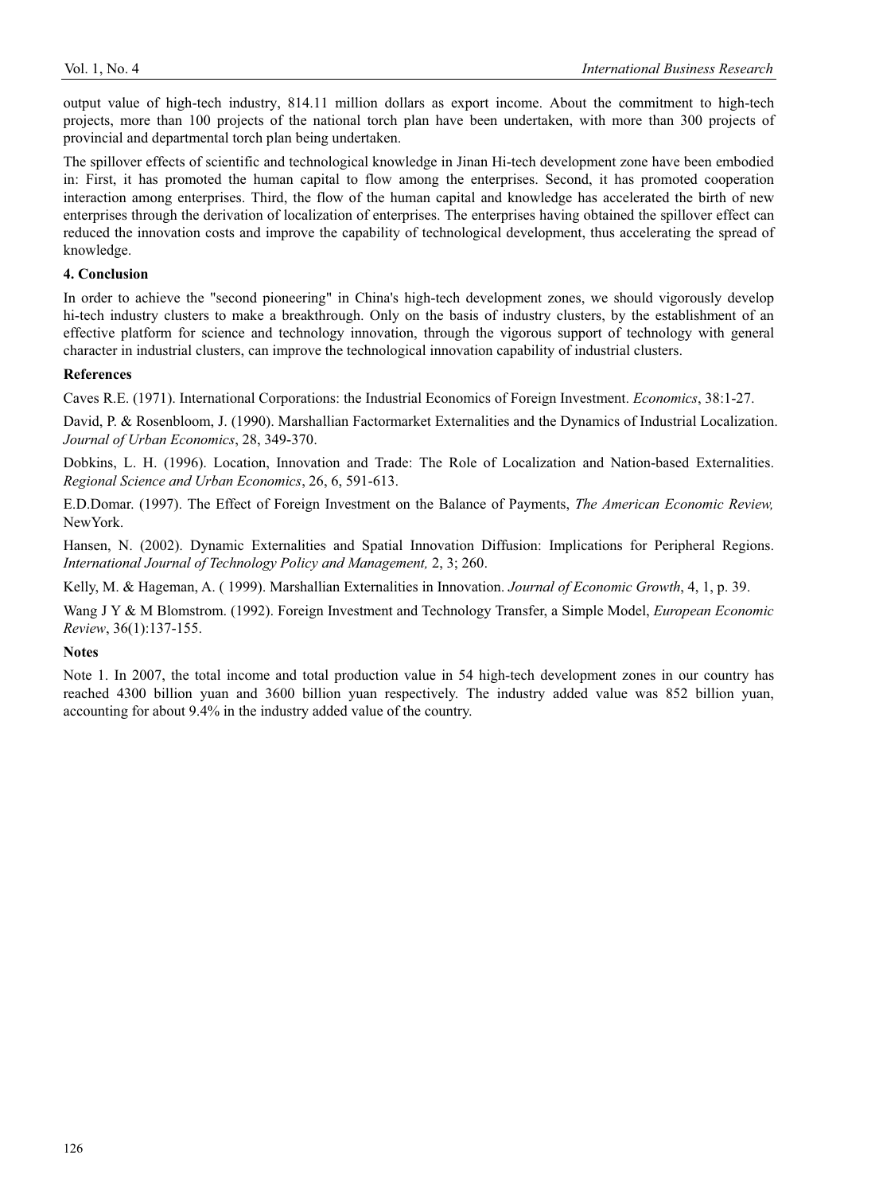output value of high-tech industry, 814.11 million dollars as export income. About the commitment to high-tech projects, more than 100 projects of the national torch plan have been undertaken, with more than 300 projects of provincial and departmental torch plan being undertaken.

The spillover effects of scientific and technological knowledge in Jinan Hi-tech development zone have been embodied in: First, it has promoted the human capital to flow among the enterprises. Second, it has promoted cooperation interaction among enterprises. Third, the flow of the human capital and knowledge has accelerated the birth of new enterprises through the derivation of localization of enterprises. The enterprises having obtained the spillover effect can reduced the innovation costs and improve the capability of technological development, thus accelerating the spread of knowledge.

## 4. Conclusion

In order to achieve the "second pioneering" in China's high-tech development zones, we should vigorously develop hi-tech industry clusters to make a breakthrough. Only on the basis of industry clusters, by the establishment of an effective platform for science and technology innovation, through the vigorous support of technology with general character in industrial clusters, can improve the technological innovation capability of industrial clusters.

## References

Caves R.E. (1971). International Corporations: the Industrial Economics of Foreign Investment. *Economics*, 38:1-27.

David, P. & Rosenbloom, J. (1990). Marshallian Factormarket Externalities and the Dynamics of Industrial Localization. *Journal of Urban Economics*, 28, 349-370.

Dobkins, L. H. (1996). Location, Innovation and Trade: The Role of Localization and Nation-based Externalities. *Regional Science and Urban Economics*, 26, 6, 591-613.

E.D.Domar. (1997). The Effect of Foreign Investment on the Balance of Payments, *The American Economic Review,* NewYork.

Hansen, N. (2002). Dynamic Externalities and Spatial Innovation Diffusion: Implications for Peripheral Regions. *International Journal of Technology Policy and Management,* 2, 3; 260.

Kelly, M. & Hageman, A. ( 1999). Marshallian Externalities in Innovation. *Journal of Economic Growth*, 4, 1, p. 39.

Wang J Y & M Blomstrom. (1992). Foreign Investment and Technology Transfer, a Simple Model, *European Economic Review*, 36(1):137-155.

## Notes

Note 1. In 2007, the total income and total production value in 54 high-tech development zones in our country has reached 4300 billion yuan and 3600 billion yuan respectively. The industry added value was 852 billion yuan, accounting for about 9.4% in the industry added value of the country.